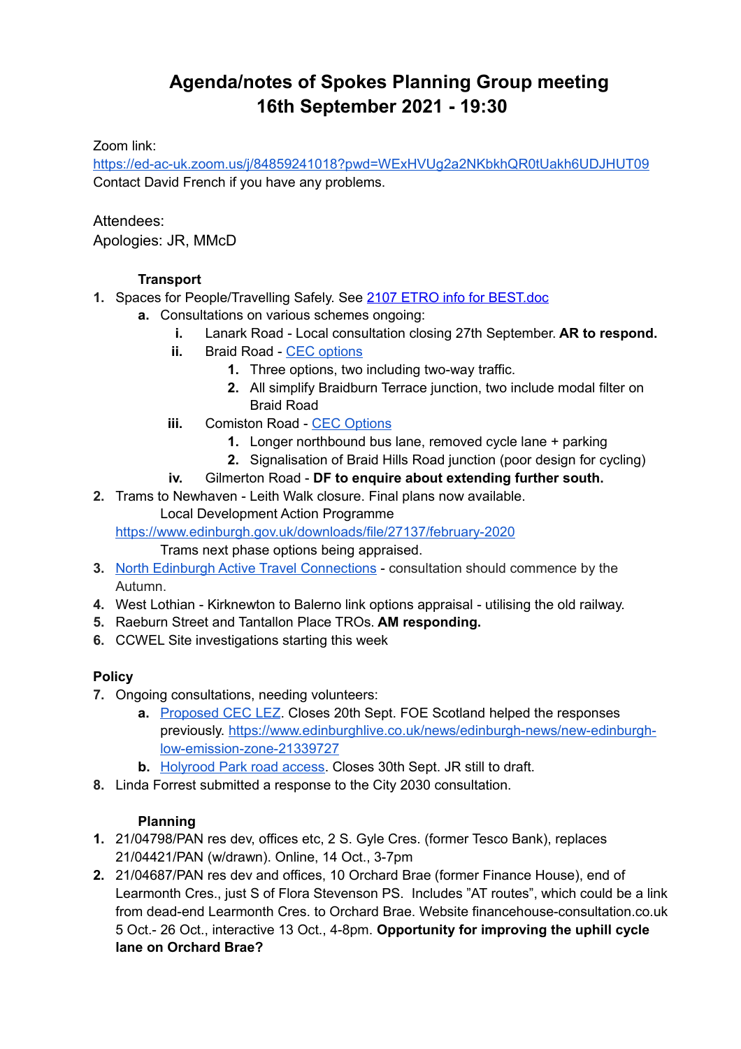# Agenda/notes of Spokes Planning Group meeting
# 16th September 2021 - 19:30

Zoom link:
[https://ed-ac-uk.zoom.us/j/84859241018?pwd=WExHVUg2a2NKbkhQR0tUakh6UDJHUT09](https://ed-ac-uk.zoom.us/j/84859241018?pwd=WExHVUg2a2NKbkhQR0tUakh6UDJHUT09)
Contact David French if you have any problems.

Attendees:
Apologies: JR, MMcD

**Transport**

1. Spaces for People/Travelling Safely. See [2107 ETRO info for BEST.doc](2107 ETRO info for BEST.doc)
   a. Consultations on various schemes ongoing:
      i. Lanark Road - Local consultation closing 27th September. **AR to respond.**
      ii. Braid Road - [CEC options](CEC options)
         1. Three options, two including two-way traffic.
         2. All simplify Braidburn Terrace junction, two include modal filter on Braid Road
      iii. Comiston Road - [CEC Options](CEC Options)
         1. Longer northbound bus lane, removed cycle lane + parking
         2. Signalisation of Braid Hills Road junction (poor design for cycling)
      iv. Gilmerton Road - **DF to enquire about extending further south.**
2. Trams to Newhaven - Leith Walk closure. Final plans now available.
   Local Development Action Programme
   [https://www.edinburgh.gov.uk/downloads/file/27137/february-2020](https://www.edinburgh.gov.uk/downloads/file/27137/february-2020)
   Trams next phase options being appraised.
3. [North Edinburgh Active Travel Connections](North Edinburgh Active Travel Connections) - consultation should commence by the Autumn.
4. West Lothian - Kirknewton to Balerno link options appraisal - utilising the old railway.
5. Raeburn Street and Tantallon Place TROs. **AM responding.**
6. CCWEL Site investigations starting this week

**Policy**

7. Ongoing consultations, needing volunteers:
   a. [Proposed CEC LEZ](Proposed CEC LEZ). Closes 20th Sept. FOE Scotland helped the responses previously. [https://www.edinburghlive.co.uk/news/edinburgh-news/new-edinburgh-low-emission-zone-21339727](https://www.edinburghlive.co.uk/news/edinburgh-news/new-edinburgh-low-emission-zone-21339727)
   b. [Holyrood Park road access](Holyrood Park road access). Closes 30th Sept. JR still to draft.
8. Linda Forrest submitted a response to the City 2030 consultation.

**Planning**

1. 21/04798/PAN res dev, offices etc, 2 S. Gyle Cres. (former Tesco Bank), replaces 21/04421/PAN (w/drawn). Online, 14 Oct., 3-7pm
2. 21/04687/PAN res dev and offices, 10 Orchard Brae (former Finance House), end of Learmonth Cres., just S of Flora Stevenson PS. Includes "AT routes", which could be a link from dead-end Learmonth Cres. to Orchard Brae. Website financehouse-consultation.co.uk 5 Oct.- 26 Oct., interactive 13 Oct., 4-8pm. **Opportunity for improving the uphill cycle lane on Orchard Brae?**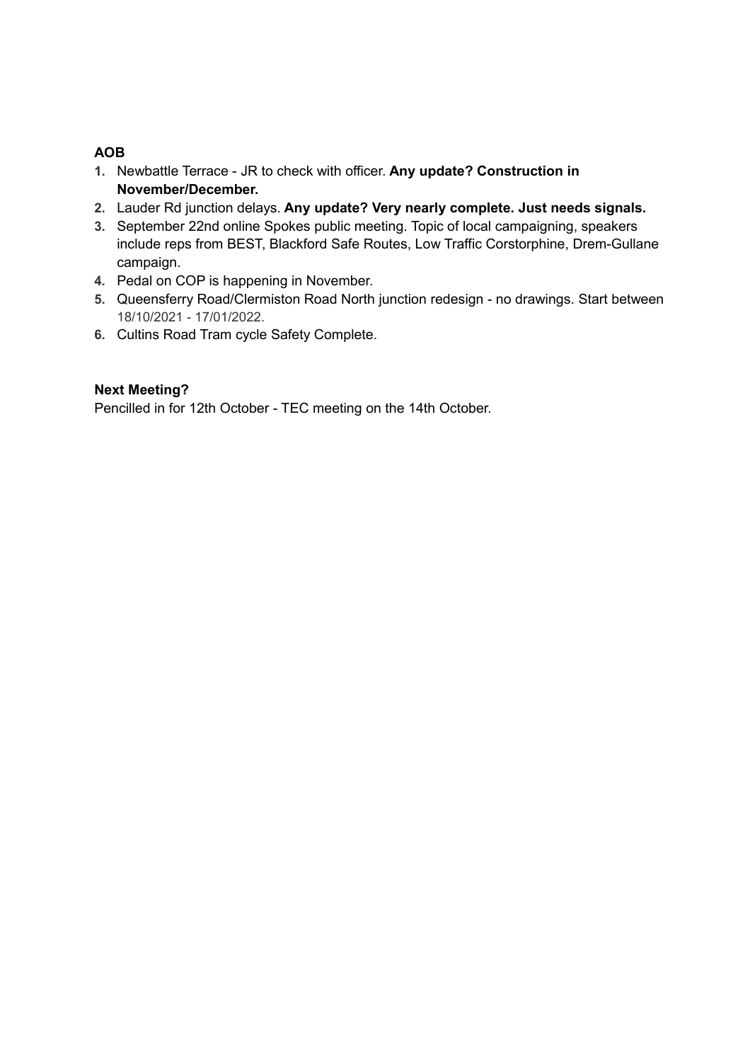**AOB**

1. Newbattle Terrace - JR to check with officer. **Any update? Construction in November/December.**
2. Lauder Rd junction delays. **Any update? Very nearly complete. Just needs signals.**
3. September 22nd online Spokes public meeting. Topic of local campaigning, speakers include reps from BEST, Blackford Safe Routes, Low Traffic Corstorphine, Drem-Gullane campaign.
4. Pedal on COP is happening in November.
5. Queensferry Road/Clermiston Road North junction redesign - no drawings. Start between 18/10/2021 - 17/01/2022.
6. Cultins Road Tram cycle Safety Complete.

**Next Meeting?**

Pencilled in for 12th October - TEC meeting on the 14th October.